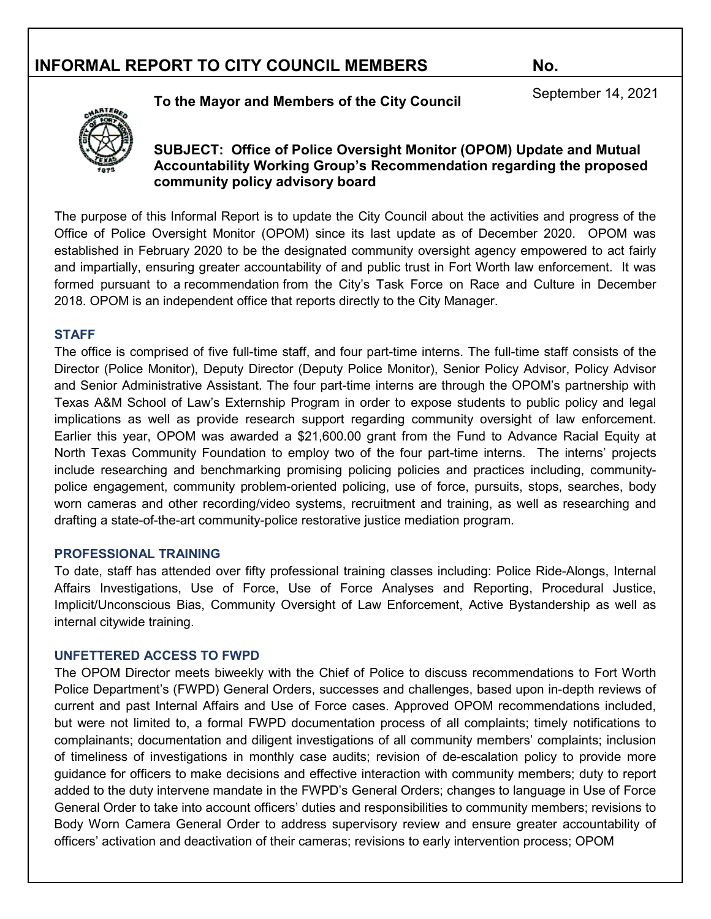# INFORMAL REPORT TO CITY COUNCIL MEMBERS No.

**To the Mayor and Members of the City Council**

September 14, 2021

**SUBJECT: Office of Police Oversight Monitor (OPOM) Update and Mutual Accountability Working Group's Recommendation regarding the proposed community policy advisory board**

The purpose of this Informal Report is to update the City Council about the activities and progress of the Office of Police Oversight Monitor (OPOM) since its last update as of December 2020. OPOM was established in February 2020 to be the designated community oversight agency empowered to act fairly and impartially, ensuring greater accountability of and public trust in Fort Worth law enforcement. It was formed pursuant to a recommendation from the City's Task Force on Race and Culture in December 2018. OPOM is an independent office that reports directly to the City Manager.

## STAFF

The office is comprised of five full-time staff, and four part-time interns. The full-time staff consists of the Director (Police Monitor), Deputy Director (Deputy Police Monitor), Senior Policy Advisor, Policy Advisor and Senior Administrative Assistant. The four part-time interns are through the OPOM's partnership with Texas A&M School of Law's Externship Program in order to expose students to public policy and legal implications as well as provide research support regarding community oversight of law enforcement. Earlier this year, OPOM was awarded a $21,600.00 grant from the Fund to Advance Racial Equity at North Texas Community Foundation to employ two of the four part-time interns. The interns' projects include researching and benchmarking promising policing policies and practices including, community-police engagement, community problem-oriented policing, use of force, pursuits, stops, searches, body worn cameras and other recording/video systems, recruitment and training, as well as researching and drafting a state-of-the-art community-police restorative justice mediation program.

## PROFESSIONAL TRAINING

To date, staff has attended over fifty professional training classes including: Police Ride-Alongs, Internal Affairs Investigations, Use of Force, Use of Force Analyses and Reporting, Procedural Justice, Implicit/Unconscious Bias, Community Oversight of Law Enforcement, Active Bystandership as well as internal citywide training.

## UNFETTERED ACCESS TO FWPD

The OPOM Director meets biweekly with the Chief of Police to discuss recommendations to Fort Worth Police Department's (FWPD) General Orders, successes and challenges, based upon in-depth reviews of current and past Internal Affairs and Use of Force cases. Approved OPOM recommendations included, but were not limited to, a formal FWPD documentation process of all complaints; timely notifications to complainants; documentation and diligent investigations of all community members' complaints; inclusion of timeliness of investigations in monthly case audits; revision of de-escalation policy to provide more guidance for officers to make decisions and effective interaction with community members; duty to report added to the duty intervene mandate in the FWPD's General Orders; changes to language in Use of Force General Order to take into account officers' duties and responsibilities to community members; revisions to Body Worn Camera General Order to address supervisory review and ensure greater accountability of officers' activation and deactivation of their cameras; revisions to early intervention process; OPOM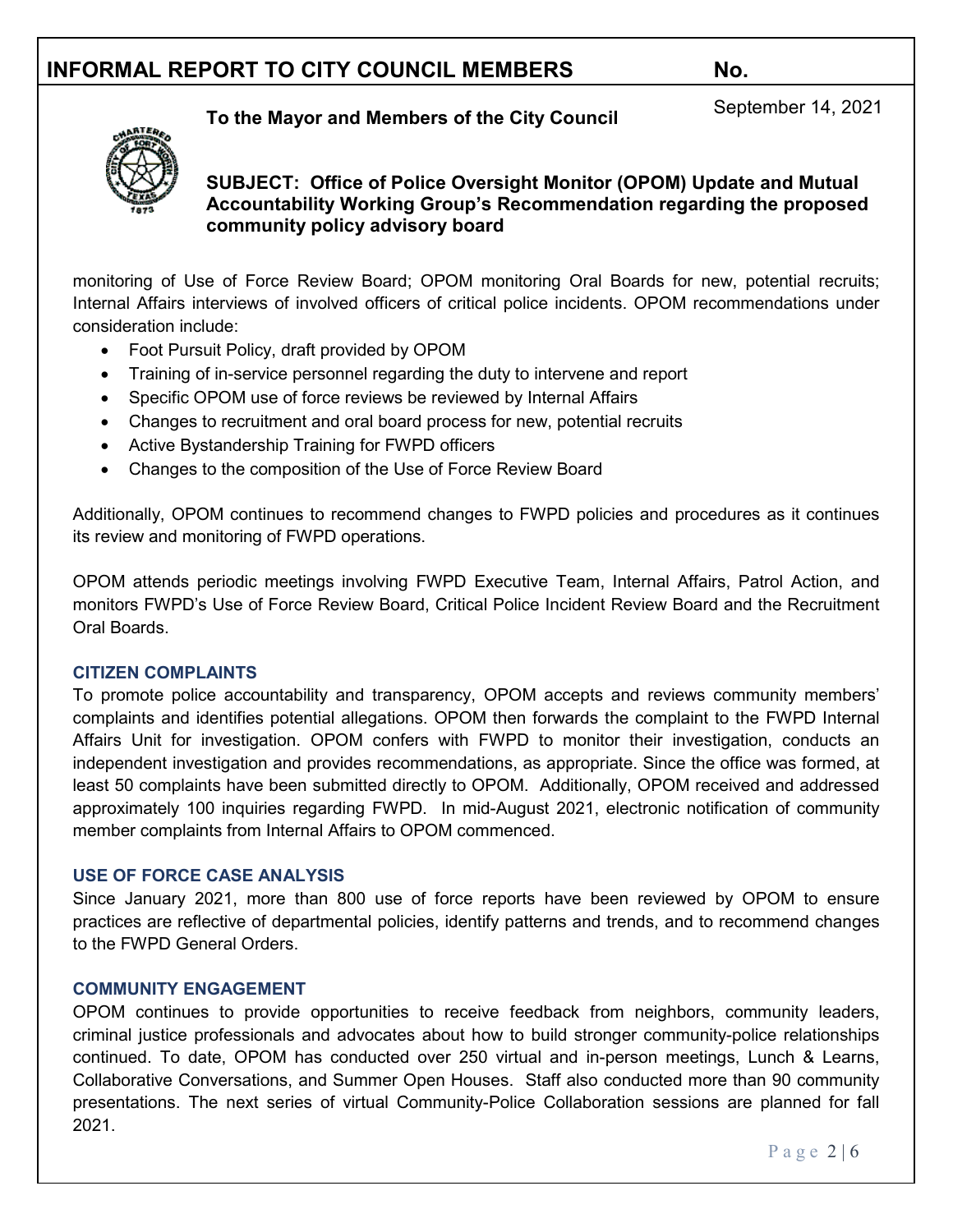monitoring of Use of Force Review Board; OPOM monitoring Oral Boards for new, potential recruits; Internal Affairs interviews of involved officers of critical police incidents. OPOM recommendations under consideration include:

- Foot Pursuit Policy, draft provided by OPOM
- Training of in-service personnel regarding the duty to intervene and report
- Specific OPOM use of force reviews be reviewed by Internal Affairs
- Changes to recruitment and oral board process for new, potential recruits
- Active Bystandership Training for FWPD officers
- Changes to the composition of the Use of Force Review Board

Additionally, OPOM continues to recommend changes to FWPD policies and procedures as it continues its review and monitoring of FWPD operations.

OPOM attends periodic meetings involving FWPD Executive Team, Internal Affairs, Patrol Action, and monitors FWPD's Use of Force Review Board, Critical Police Incident Review Board and the Recruitment Oral Boards.

### CITIZEN COMPLAINTS

To promote police accountability and transparency, OPOM accepts and reviews community members' complaints and identifies potential allegations. OPOM then forwards the complaint to the FWPD Internal Affairs Unit for investigation. OPOM confers with FWPD to monitor their investigation, conducts an independent investigation and provides recommendations, as appropriate. Since the office was formed, at least 50 complaints have been submitted directly to OPOM. Additionally, OPOM received and addressed approximately 100 inquiries regarding FWPD. In mid-August 2021, electronic notification of community member complaints from Internal Affairs to OPOM commenced.

### USE OF FORCE CASE ANALYSIS

Since January 2021, more than 800 use of force reports have been reviewed by OPOM to ensure practices are reflective of departmental policies, identify patterns and trends, and to recommend changes to the FWPD General Orders.

### COMMUNITY ENGAGEMENT

OPOM continues to provide opportunities to receive feedback from neighbors, community leaders, criminal justice professionals and advocates about how to build stronger community-police relationships continued. To date, OPOM has conducted over 250 virtual and in-person meetings, Lunch & Learns, Collaborative Conversations, and Summer Open Houses. Staff also conducted more than 90 community presentations. The next series of virtual Community-Police Collaboration sessions are planned for fall 2021.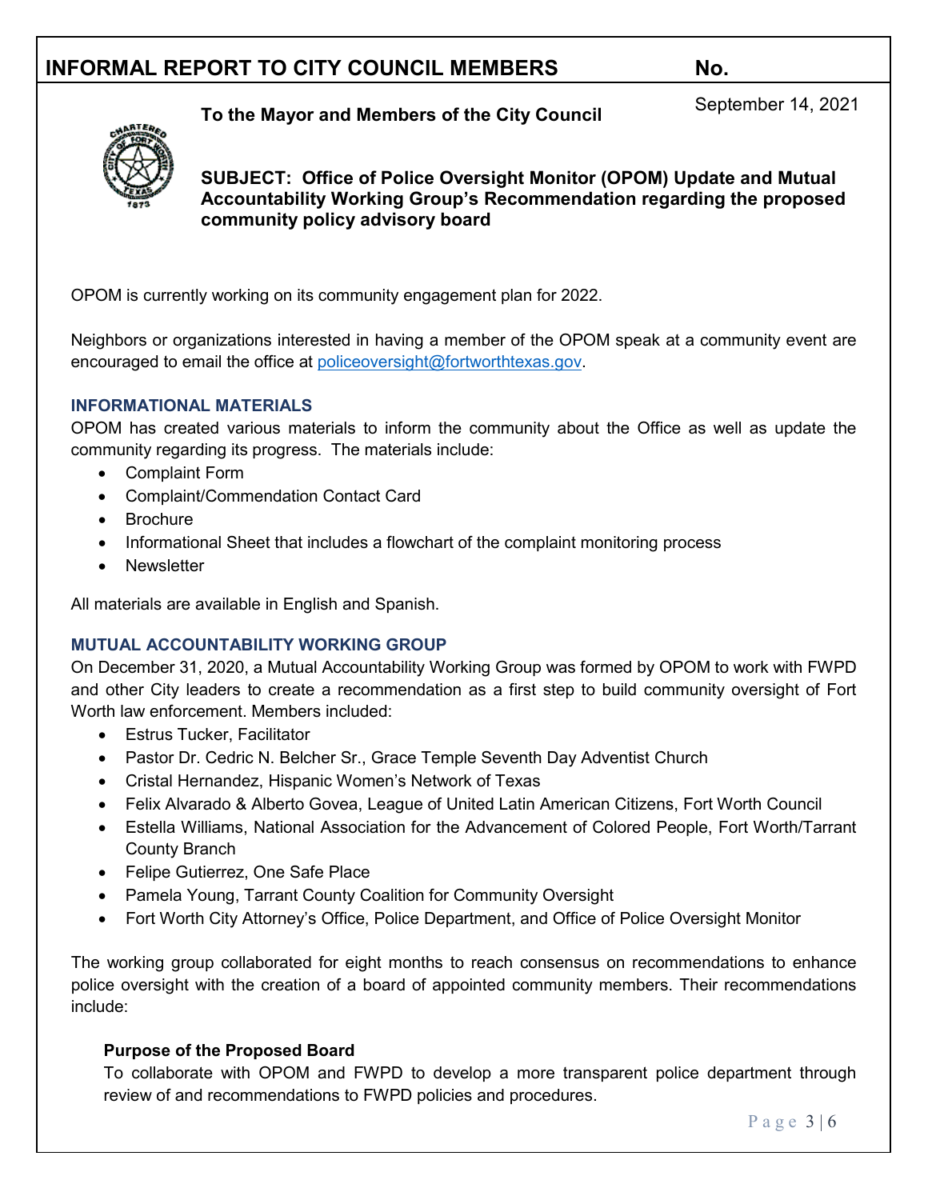# INFORMAL REPORT TO CITY COUNCIL MEMBERS No.

**To the Mayor and Members of the City Council**

September 14, 2021

**SUBJECT: Office of Police Oversight Monitor (OPOM) Update and Mutual Accountability Working Group's Recommendation regarding the proposed community policy advisory board**

OPOM is currently working on its community engagement plan for 2022.

Neighbors or organizations interested in having a member of the OPOM speak at a community event are encouraged to email the office at policeoversight@fortworthtexas.gov.

### INFORMATIONAL MATERIALS

OPOM has created various materials to inform the community about the Office as well as update the community regarding its progress. The materials include:

- Complaint Form
- Complaint/Commendation Contact Card
- Brochure
- Informational Sheet that includes a flowchart of the complaint monitoring process
- Newsletter

All materials are available in English and Spanish.

### MUTUAL ACCOUNTABILITY WORKING GROUP

On December 31, 2020, a Mutual Accountability Working Group was formed by OPOM to work with FWPD and other City leaders to create a recommendation as a first step to build community oversight of Fort Worth law enforcement. Members included:

- Estrus Tucker, Facilitator
- Pastor Dr. Cedric N. Belcher Sr., Grace Temple Seventh Day Adventist Church
- Cristal Hernandez, Hispanic Women's Network of Texas
- Felix Alvarado & Alberto Govea, League of United Latin American Citizens, Fort Worth Council
- Estella Williams, National Association for the Advancement of Colored People, Fort Worth/Tarrant County Branch
- Felipe Gutierrez, One Safe Place
- Pamela Young, Tarrant County Coalition for Community Oversight
- Fort Worth City Attorney's Office, Police Department, and Office of Police Oversight Monitor

The working group collaborated for eight months to reach consensus on recommendations to enhance police oversight with the creation of a board of appointed community members. Their recommendations include:

**Purpose of the Proposed Board**

To collaborate with OPOM and FWPD to develop a more transparent police department through review of and recommendations to FWPD policies and procedures.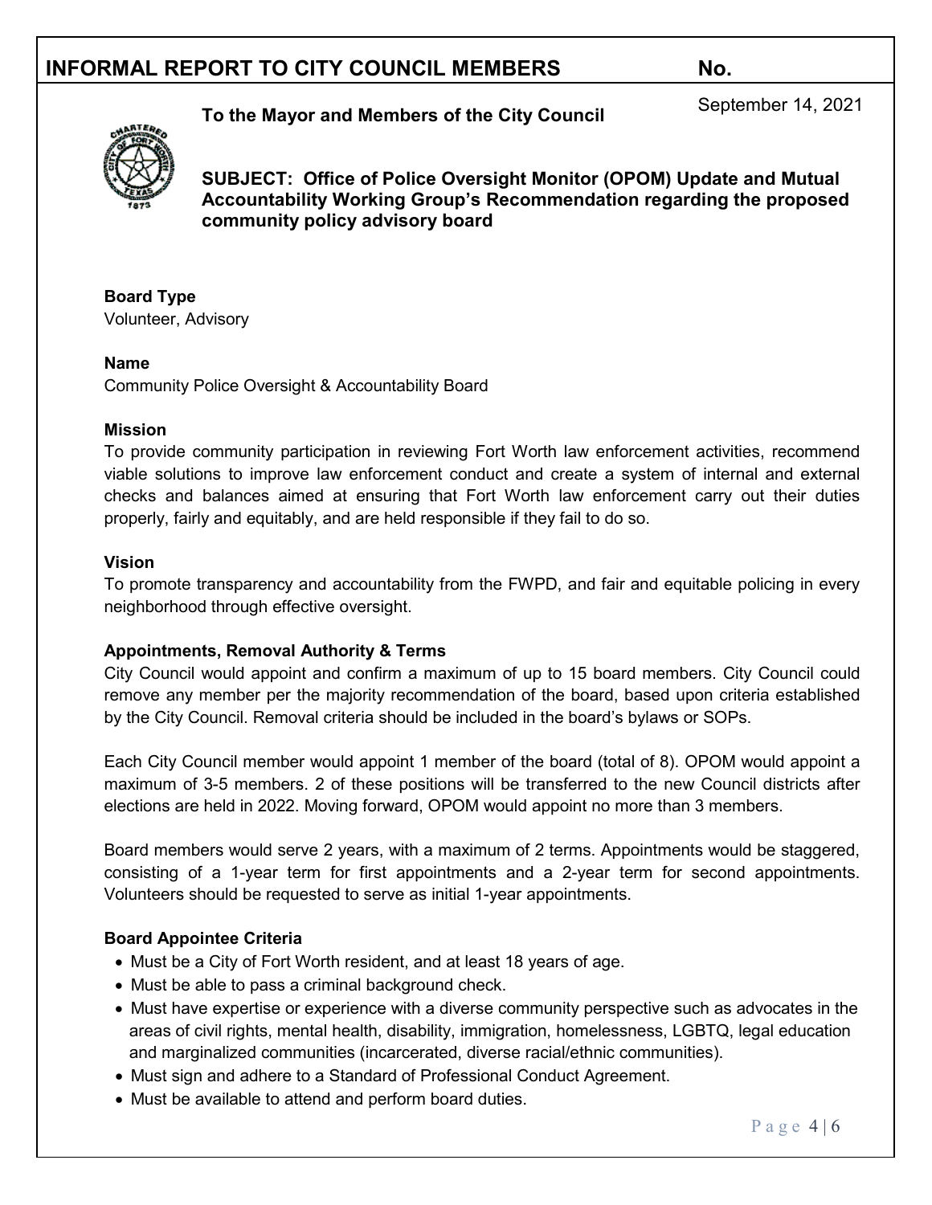# INFORMAL REPORT TO CITY COUNCIL MEMBERS No.

**To the Mayor and Members of the City Council**

September 14, 2021

**SUBJECT: Office of Police Oversight Monitor (OPOM) Update and Mutual Accountability Working Group's Recommendation regarding the proposed community policy advisory board**

**Board Type**
Volunteer, Advisory

**Name**
Community Police Oversight & Accountability Board

**Mission**
To provide community participation in reviewing Fort Worth law enforcement activities, recommend viable solutions to improve law enforcement conduct and create a system of internal and external checks and balances aimed at ensuring that Fort Worth law enforcement carry out their duties properly, fairly and equitably, and are held responsible if they fail to do so.

**Vision**
To promote transparency and accountability from the FWPD, and fair and equitable policing in every neighborhood through effective oversight.

**Appointments, Removal Authority & Terms**
City Council would appoint and confirm a maximum of up to 15 board members. City Council could remove any member per the majority recommendation of the board, based upon criteria established by the City Council. Removal criteria should be included in the board's bylaws or SOPs.

Each City Council member would appoint 1 member of the board (total of 8). OPOM would appoint a maximum of 3-5 members. 2 of these positions will be transferred to the new Council districts after elections are held in 2022. Moving forward, OPOM would appoint no more than 3 members.

Board members would serve 2 years, with a maximum of 2 terms. Appointments would be staggered, consisting of a 1-year term for first appointments and a 2-year term for second appointments. Volunteers should be requested to serve as initial 1-year appointments.

**Board Appointee Criteria**

- Must be a City of Fort Worth resident, and at least 18 years of age.
- Must be able to pass a criminal background check.
- Must have expertise or experience with a diverse community perspective such as advocates in the areas of civil rights, mental health, disability, immigration, homelessness, LGBTQ, legal education and marginalized communities (incarcerated, diverse racial/ethnic communities).
- Must sign and adhere to a Standard of Professional Conduct Agreement.
- Must be available to attend and perform board duties.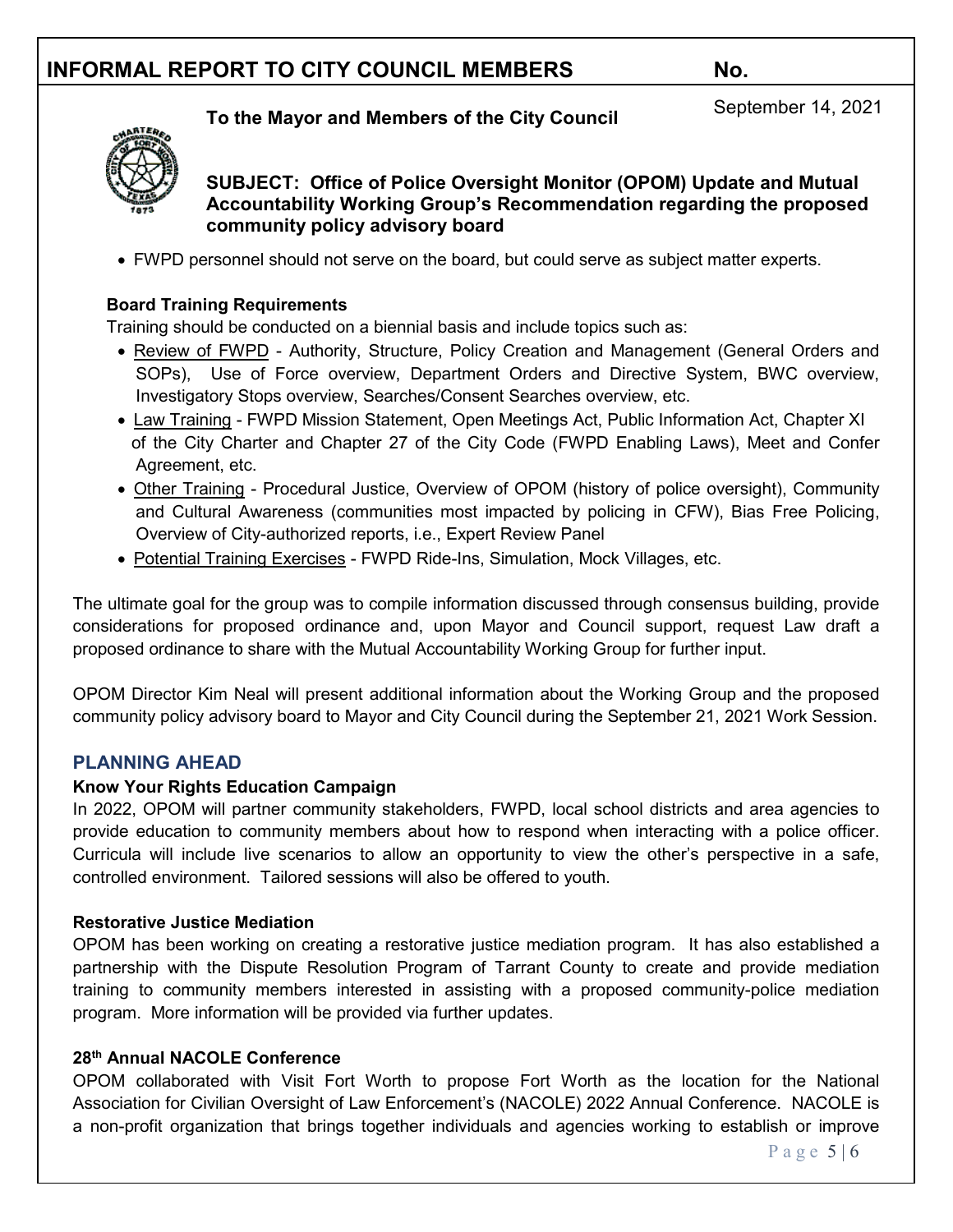# INFORMAL REPORT TO CITY COUNCIL MEMBERS No.

**To the Mayor and Members of the City Council**

September 14, 2021

**SUBJECT: Office of Police Oversight Monitor (OPOM) Update and Mutual Accountability Working Group's Recommendation regarding the proposed community policy advisory board**

- FWPD personnel should not serve on the board, but could serve as subject matter experts.

**Board Training Requirements**

Training should be conducted on a biennial basis and include topics such as:

- Review of FWPD - Authority, Structure, Policy Creation and Management (General Orders and SOPs), Use of Force overview, Department Orders and Directive System, BWC overview, Investigatory Stops overview, Searches/Consent Searches overview, etc.
- Law Training - FWPD Mission Statement, Open Meetings Act, Public Information Act, Chapter XI of the City Charter and Chapter 27 of the City Code (FWPD Enabling Laws), Meet and Confer Agreement, etc.
- Other Training - Procedural Justice, Overview of OPOM (history of police oversight), Community and Cultural Awareness (communities most impacted by policing in CFW), Bias Free Policing, Overview of City-authorized reports, i.e., Expert Review Panel
- Potential Training Exercises - FWPD Ride-Ins, Simulation, Mock Villages, etc.

The ultimate goal for the group was to compile information discussed through consensus building, provide considerations for proposed ordinance and, upon Mayor and Council support, request Law draft a proposed ordinance to share with the Mutual Accountability Working Group for further input.

OPOM Director Kim Neal will present additional information about the Working Group and the proposed community policy advisory board to Mayor and City Council during the September 21, 2021 Work Session.

## PLANNING AHEAD

**Know Your Rights Education Campaign**

In 2022, OPOM will partner community stakeholders, FWPD, local school districts and area agencies to provide education to community members about how to respond when interacting with a police officer. Curricula will include live scenarios to allow an opportunity to view the other's perspective in a safe, controlled environment. Tailored sessions will also be offered to youth.

**Restorative Justice Mediation**

OPOM has been working on creating a restorative justice mediation program. It has also established a partnership with the Dispute Resolution Program of Tarrant County to create and provide mediation training to community members interested in assisting with a proposed community-police mediation program. More information will be provided via further updates.

**28th Annual NACOLE Conference**

OPOM collaborated with Visit Fort Worth to propose Fort Worth as the location for the National Association for Civilian Oversight of Law Enforcement's (NACOLE) 2022 Annual Conference. NACOLE is a non-profit organization that brings together individuals and agencies working to establish or improve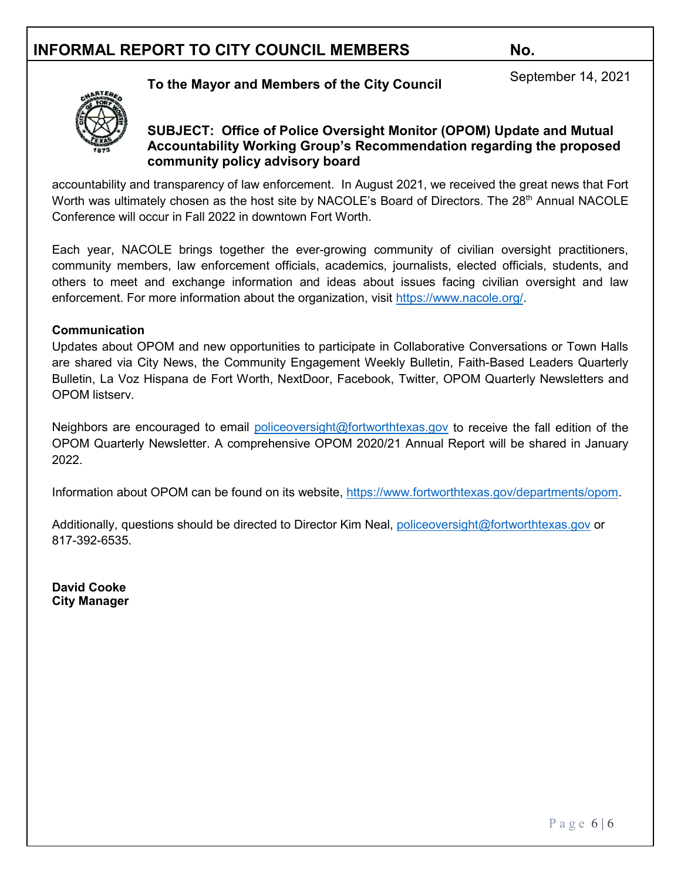# INFORMAL REPORT TO CITY COUNCIL MEMBERS No.

**To the Mayor and Members of the City Council**

September 14, 2021

**SUBJECT: Office of Police Oversight Monitor (OPOM) Update and Mutual Accountability Working Group's Recommendation regarding the proposed community policy advisory board**

accountability and transparency of law enforcement. In August 2021, we received the great news that Fort Worth was ultimately chosen as the host site by NACOLE's Board of Directors. The 28th Annual NACOLE Conference will occur in Fall 2022 in downtown Fort Worth.

Each year, NACOLE brings together the ever-growing community of civilian oversight practitioners, community members, law enforcement officials, academics, journalists, elected officials, students, and others to meet and exchange information and ideas about issues facing civilian oversight and law enforcement. For more information about the organization, visit https://www.nacole.org/.

**Communication**

Updates about OPOM and new opportunities to participate in Collaborative Conversations or Town Halls are shared via City News, the Community Engagement Weekly Bulletin, Faith-Based Leaders Quarterly Bulletin, La Voz Hispana de Fort Worth, NextDoor, Facebook, Twitter, OPOM Quarterly Newsletters and OPOM listserv.

Neighbors are encouraged to email policeoversight@fortworthtexas.gov to receive the fall edition of the OPOM Quarterly Newsletter. A comprehensive OPOM 2020/21 Annual Report will be shared in January 2022.

Information about OPOM can be found on its website, https://www.fortworthtexas.gov/departments/opom.

Additionally, questions should be directed to Director Kim Neal, policeoversight@fortworthtexas.gov or 817-392-6535.

**David Cooke**
**City Manager**